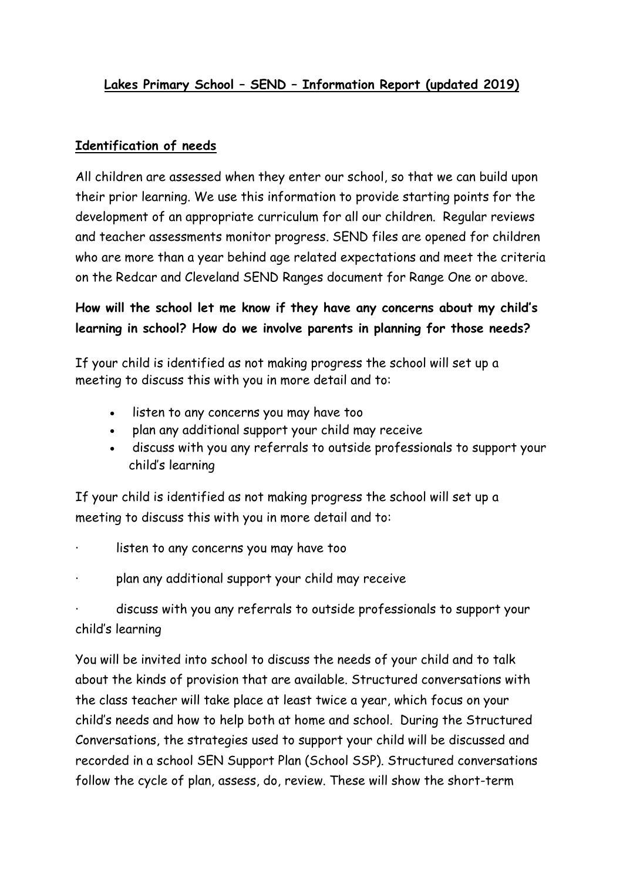# Lakes Primary School – SEND – Information Report (updated 2019)

## Identification of needs

All children are assessed when they enter our school, so that we can build upon their prior learning. We use this information to provide starting points for the development of an appropriate curriculum for all our children. Regular reviews and teacher assessments monitor progress. SEND files are opened for children who are more than a year behind age related expectations and meet the criteria on the Redcar and Cleveland SEND Ranges document for Range One or above.

**How will the school let me know if they have any concerns about my child's learning in school? How do we involve parents in planning for those needs?**

If your child is identified as not making progress the school will set up a meeting to discuss this with you in more detail and to:

- listen to any concerns you may have too
- plan any additional support your child may receive
- discuss with you any referrals to outside professionals to support your child's learning

If your child is identified as not making progress the school will set up a meeting to discuss this with you in more detail and to:

· listen to any concerns you may have too

· plan any additional support your child may receive

· discuss with you any referrals to outside professionals to support your child's learning

You will be invited into school to discuss the needs of your child and to talk about the kinds of provision that are available. Structured conversations with the class teacher will take place at least twice a year, which focus on your child's needs and how to help both at home and school. During the Structured Conversations, the strategies used to support your child will be discussed and recorded in a school SEN Support Plan (School SSP). Structured conversations follow the cycle of plan, assess, do, review. These will show the short-term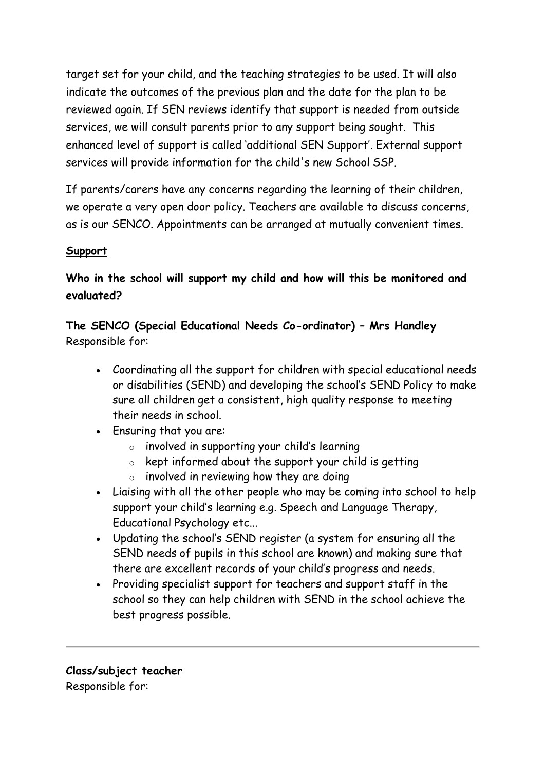target set for your child, and the teaching strategies to be used. It will also indicate the outcomes of the previous plan and the date for the plan to be reviewed again. If SEN reviews identify that support is needed from outside services, we will consult parents prior to any support being sought. This enhanced level of support is called 'additional SEN Support'. External support services will provide information for the child's new School SSP.

If parents/carers have any concerns regarding the learning of their children, we operate a very open door policy. Teachers are available to discuss concerns, as is our SENCO. Appointments can be arranged at mutually convenient times.

## Support

**Who in the school will support my child and how will this be monitored and evaluated?**

**The SENCO (Special Educational Needs Co-ordinator) – Mrs Handley**
Responsible for:

- Coordinating all the support for children with special educational needs or disabilities (SEND) and developing the school's SEND Policy to make sure all children get a consistent, high quality response to meeting their needs in school.
- Ensuring that you are:
    - involved in supporting your child's learning
    - kept informed about the support your child is getting
    - involved in reviewing how they are doing
- Liaising with all the other people who may be coming into school to help support your child's learning e.g. Speech and Language Therapy, Educational Psychology etc...
- Updating the school's SEND register (a system for ensuring all the SEND needs of pupils in this school are known) and making sure that there are excellent records of your child's progress and needs.
- Providing specialist support for teachers and support staff in the school so they can help children with SEND in the school achieve the best progress possible.

---

**Class/subject teacher**
Responsible for: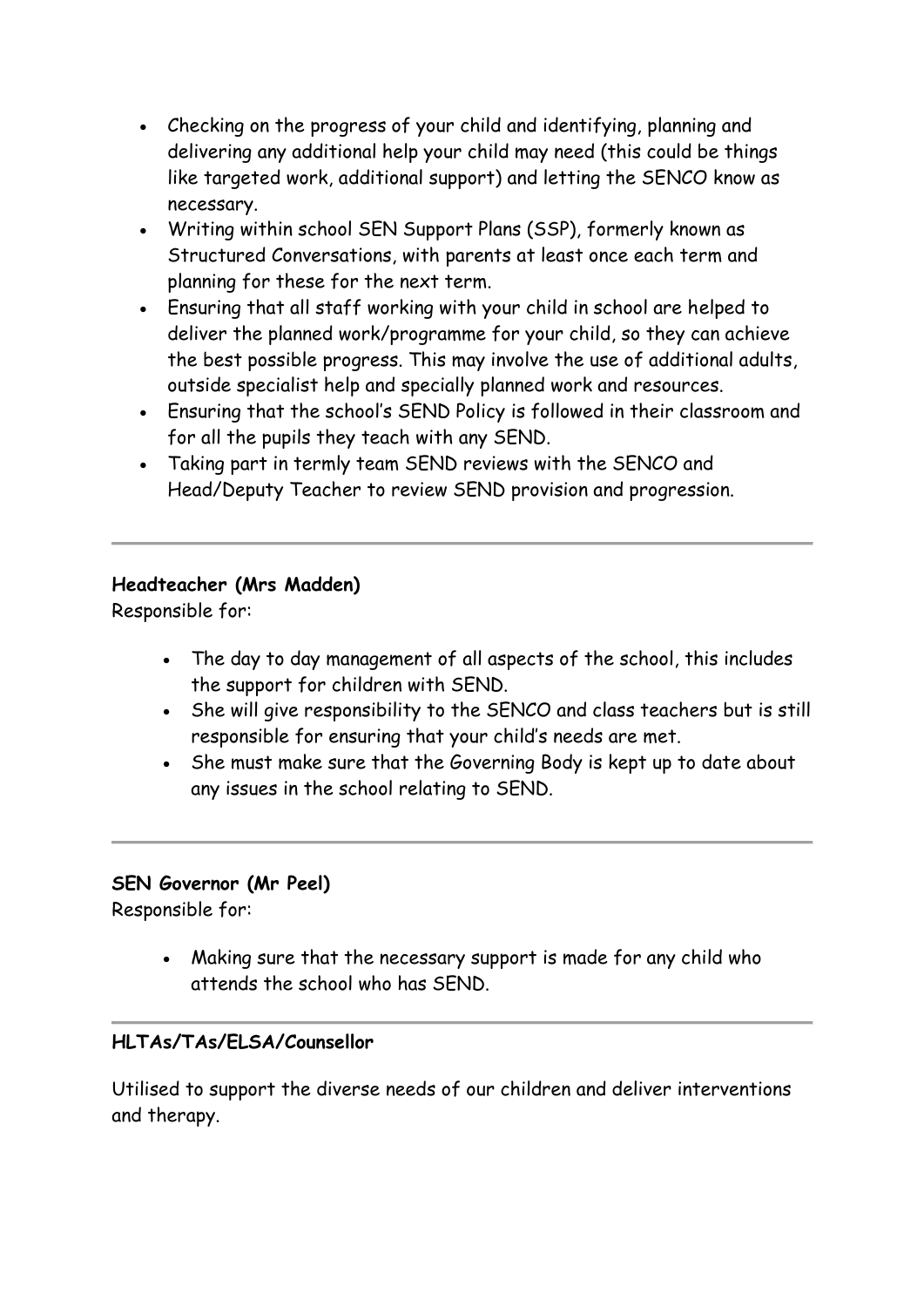- Checking on the progress of your child and identifying, planning and delivering any additional help your child may need (this could be things like targeted work, additional support) and letting the SENCO know as necessary.
- Writing within school SEN Support Plans (SSP), formerly known as Structured Conversations, with parents at least once each term and planning for these for the next term.
- Ensuring that all staff working with your child in school are helped to deliver the planned work/programme for your child, so they can achieve the best possible progress. This may involve the use of additional adults, outside specialist help and specially planned work and resources.
- Ensuring that the school's SEND Policy is followed in their classroom and for all the pupils they teach with any SEND.
- Taking part in termly team SEND reviews with the SENCO and Head/Deputy Teacher to review SEND provision and progression.

---

**Headteacher (Mrs Madden)**

Responsible for:

- The day to day management of all aspects of the school, this includes the support for children with SEND.
- She will give responsibility to the SENCO and class teachers but is still responsible for ensuring that your child's needs are met.
- She must make sure that the Governing Body is kept up to date about any issues in the school relating to SEND.

---

**SEN Governor (Mr Peel)**

Responsible for:

- Making sure that the necessary support is made for any child who attends the school who has SEND.

---

**HLTAs/TAs/ELSA/Counsellor**

Utilised to support the diverse needs of our children and deliver interventions and therapy.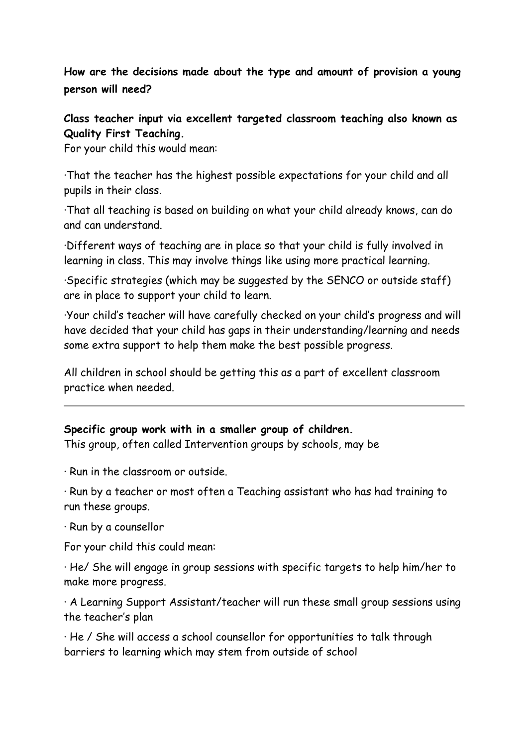**How are the decisions made about the type and amount of provision a young person will need?**

**Class teacher input via excellent targeted classroom teaching also known as Quality First Teaching.**
For your child this would mean:

·That the teacher has the highest possible expectations for your child and all pupils in their class.

·That all teaching is based on building on what your child already knows, can do and can understand.

·Different ways of teaching are in place so that your child is fully involved in learning in class. This may involve things like using more practical learning.

·Specific strategies (which may be suggested by the SENCO or outside staff) are in place to support your child to learn.

·Your child's teacher will have carefully checked on your child's progress and will have decided that your child has gaps in their understanding/learning and needs some extra support to help them make the best possible progress.

All children in school should be getting this as a part of excellent classroom practice when needed.

---

**Specific group work with in a smaller group of children.**
This group, often called Intervention groups by schools, may be

· Run in the classroom or outside.

· Run by a teacher or most often a Teaching assistant who has had training to run these groups.

· Run by a counsellor

For your child this could mean:

· He/ She will engage in group sessions with specific targets to help him/her to make more progress.

· A Learning Support Assistant/teacher will run these small group sessions using the teacher's plan

· He / She will access a school counsellor for opportunities to talk through barriers to learning which may stem from outside of school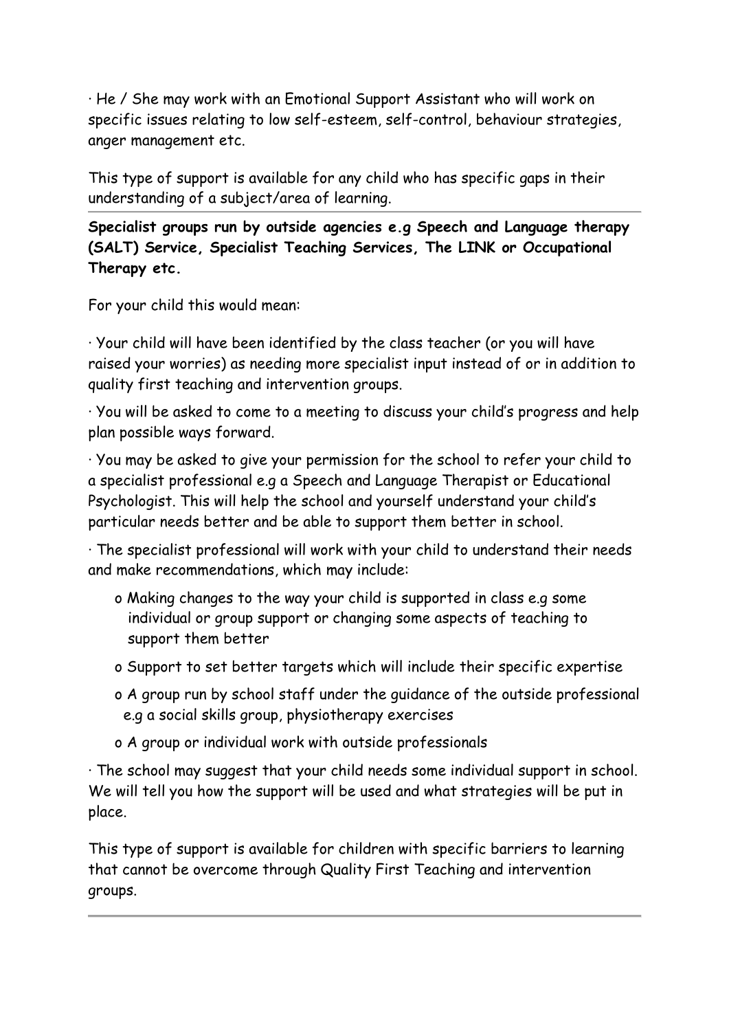· He / She may work with an Emotional Support Assistant who will work on specific issues relating to low self-esteem, self-control, behaviour strategies, anger management etc.

This type of support is available for any child who has specific gaps in their understanding of a subject/area of learning.

---

**Specialist groups run by outside agencies e.g Speech and Language therapy (SALT) Service, Specialist Teaching Services, The LINK or Occupational Therapy etc.**

For your child this would mean:

· Your child will have been identified by the class teacher (or you will have raised your worries) as needing more specialist input instead of or in addition to quality first teaching and intervention groups.

· You will be asked to come to a meeting to discuss your child's progress and help plan possible ways forward.

· You may be asked to give your permission for the school to refer your child to a specialist professional e.g a Speech and Language Therapist or Educational Psychologist. This will help the school and yourself understand your child's particular needs better and be able to support them better in school.

· The specialist professional will work with your child to understand their needs and make recommendations, which may include:

- o Making changes to the way your child is supported in class e.g some individual or group support or changing some aspects of teaching to support them better
- o Support to set better targets which will include their specific expertise
- o A group run by school staff under the guidance of the outside professional e.g a social skills group, physiotherapy exercises
- o A group or individual work with outside professionals

· The school may suggest that your child needs some individual support in school. We will tell you how the support will be used and what strategies will be put in place.

This type of support is available for children with specific barriers to learning that cannot be overcome through Quality First Teaching and intervention groups.

---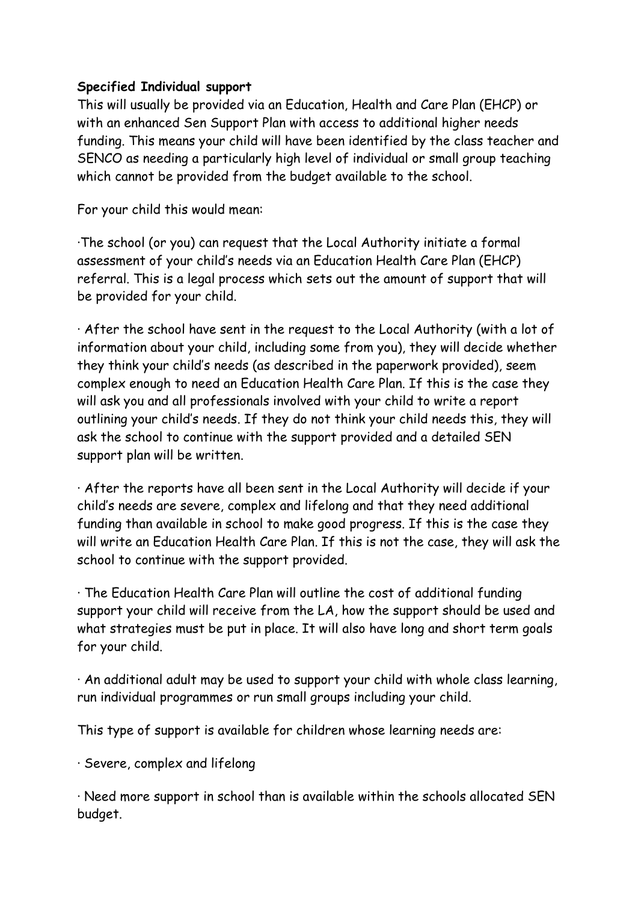**Specified Individual support**

This will usually be provided via an Education, Health and Care Plan (EHCP) or with an enhanced Sen Support Plan with access to additional higher needs funding. This means your child will have been identified by the class teacher and SENCO as needing a particularly high level of individual or small group teaching which cannot be provided from the budget available to the school.

For your child this would mean:

- The school (or you) can request that the Local Authority initiate a formal assessment of your child's needs via an Education Health Care Plan (EHCP) referral. This is a legal process which sets out the amount of support that will be provided for your child.

- After the school have sent in the request to the Local Authority (with a lot of information about your child, including some from you), they will decide whether they think your child's needs (as described in the paperwork provided), seem complex enough to need an Education Health Care Plan. If this is the case they will ask you and all professionals involved with your child to write a report outlining your child's needs. If they do not think your child needs this, they will ask the school to continue with the support provided and a detailed SEN support plan will be written.

- After the reports have all been sent in the Local Authority will decide if your child's needs are severe, complex and lifelong and that they need additional funding than available in school to make good progress. If this is the case they will write an Education Health Care Plan. If this is not the case, they will ask the school to continue with the support provided.

- The Education Health Care Plan will outline the cost of additional funding support your child will receive from the LA, how the support should be used and what strategies must be put in place. It will also have long and short term goals for your child.

- An additional adult may be used to support your child with whole class learning, run individual programmes or run small groups including your child.

This type of support is available for children whose learning needs are:

- Severe, complex and lifelong

- Need more support in school than is available within the schools allocated SEN budget.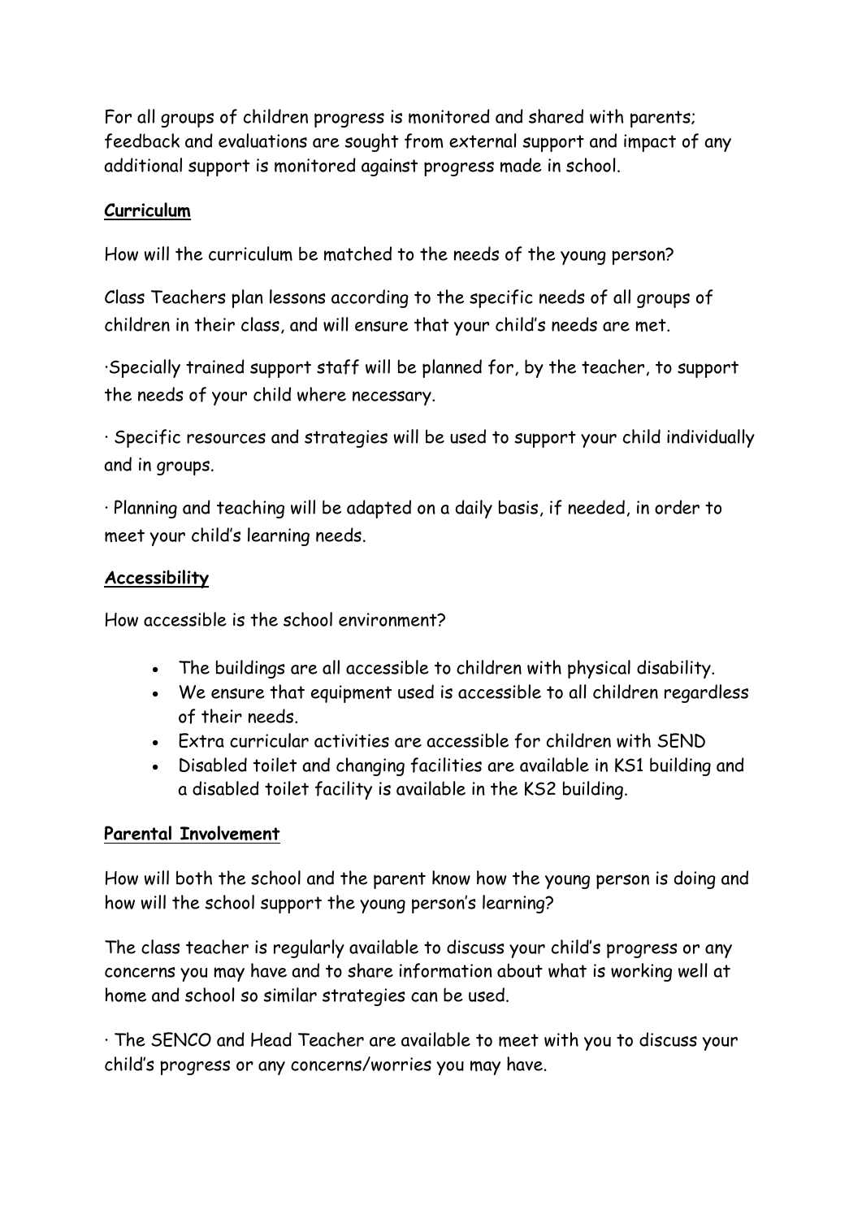For all groups of children progress is monitored and shared with parents; feedback and evaluations are sought from external support and impact of any additional support is monitored against progress made in school.

**Curriculum**

How will the curriculum be matched to the needs of the young person?

Class Teachers plan lessons according to the specific needs of all groups of children in their class, and will ensure that your child's needs are met.

·Specially trained support staff will be planned for, by the teacher, to support the needs of your child where necessary.

· Specific resources and strategies will be used to support your child individually and in groups.

· Planning and teaching will be adapted on a daily basis, if needed, in order to meet your child's learning needs.

**Accessibility**

How accessible is the school environment?

- The buildings are all accessible to children with physical disability.
- We ensure that equipment used is accessible to all children regardless of their needs.
- Extra curricular activities are accessible for children with SEND
- Disabled toilet and changing facilities are available in KS1 building and a disabled toilet facility is available in the KS2 building.

**Parental Involvement**

How will both the school and the parent know how the young person is doing and how will the school support the young person's learning?

The class teacher is regularly available to discuss your child's progress or any concerns you may have and to share information about what is working well at home and school so similar strategies can be used.

· The SENCO and Head Teacher are available to meet with you to discuss your child's progress or any concerns/worries you may have.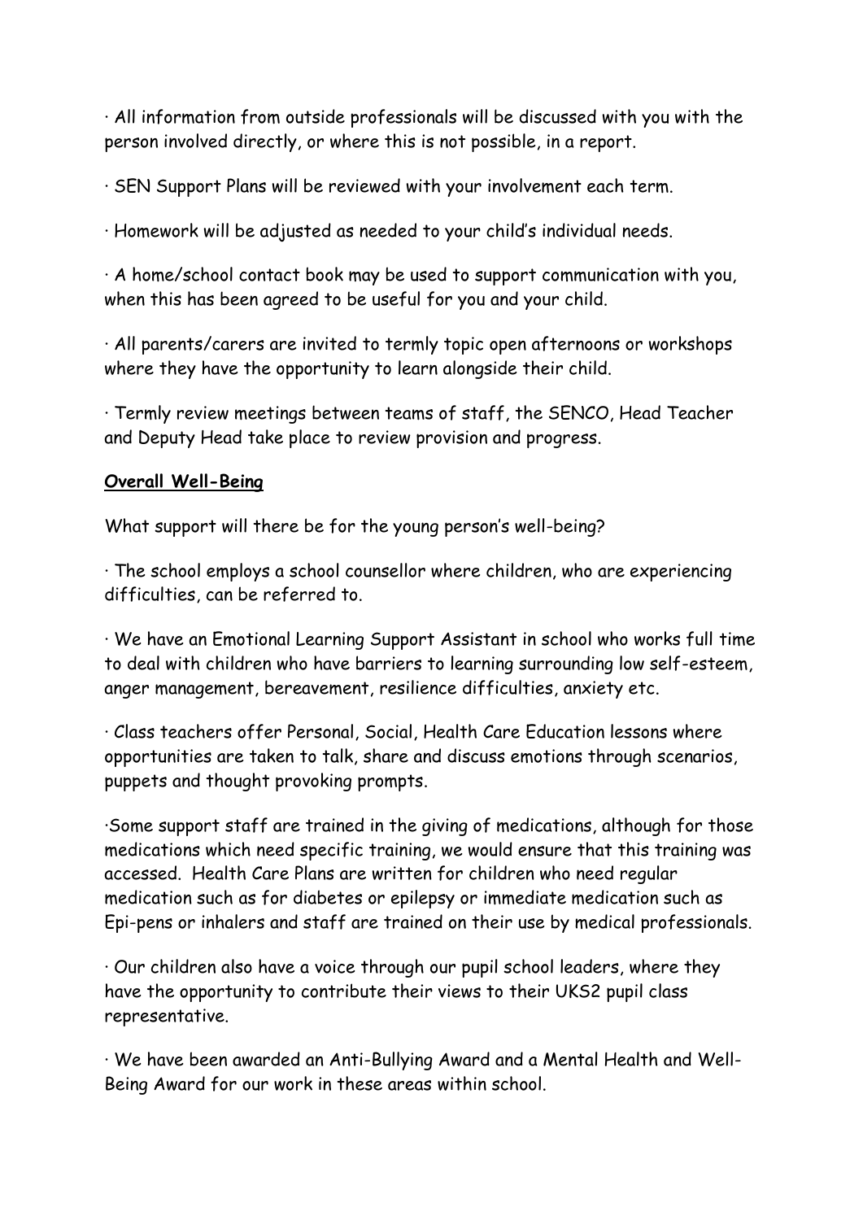· All information from outside professionals will be discussed with you with the person involved directly, or where this is not possible, in a report.

· SEN Support Plans will be reviewed with your involvement each term.

· Homework will be adjusted as needed to your child's individual needs.

· A home/school contact book may be used to support communication with you, when this has been agreed to be useful for you and your child.

· All parents/carers are invited to termly topic open afternoons or workshops where they have the opportunity to learn alongside their child.

· Termly review meetings between teams of staff, the SENCO, Head Teacher and Deputy Head take place to review provision and progress.

**<u>Overall Well-Being</u>**

What support will there be for the young person's well-being?

· The school employs a school counsellor where children, who are experiencing difficulties, can be referred to.

· We have an Emotional Learning Support Assistant in school who works full time to deal with children who have barriers to learning surrounding low self-esteem, anger management, bereavement, resilience difficulties, anxiety etc.

· Class teachers offer Personal, Social, Health Care Education lessons where opportunities are taken to talk, share and discuss emotions through scenarios, puppets and thought provoking prompts.

·Some support staff are trained in the giving of medications, although for those medications which need specific training, we would ensure that this training was accessed. Health Care Plans are written for children who need regular medication such as for diabetes or epilepsy or immediate medication such as Epi-pens or inhalers and staff are trained on their use by medical professionals.

· Our children also have a voice through our pupil school leaders, where they have the opportunity to contribute their views to their UKS2 pupil class representative.

· We have been awarded an Anti-Bullying Award and a Mental Health and Well-Being Award for our work in these areas within school.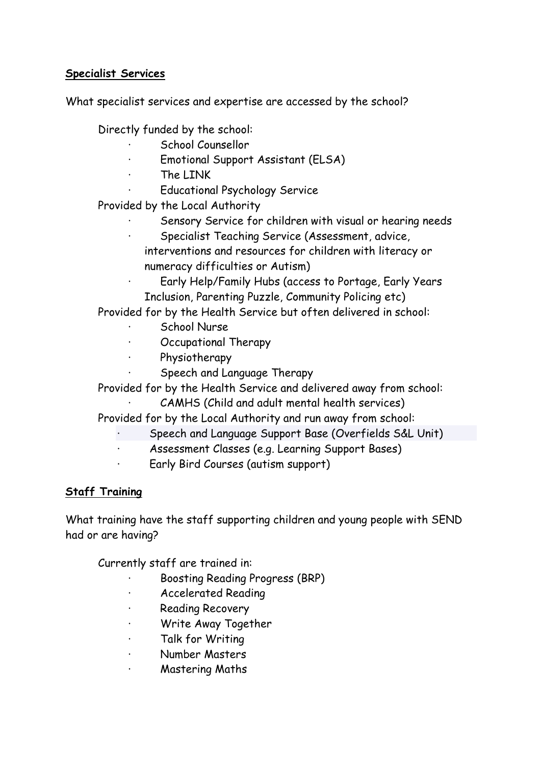**Specialist Services**

What specialist services and expertise are accessed by the school?

Directly funded by the school:

- School Counsellor
- Emotional Support Assistant (ELSA)
- The LINK
- Educational Psychology Service

Provided by the Local Authority

- Sensory Service for children with visual or hearing needs
- Specialist Teaching Service (Assessment, advice, interventions and resources for children with literacy or numeracy difficulties or Autism)
- Early Help/Family Hubs (access to Portage, Early Years Inclusion, Parenting Puzzle, Community Policing etc)

Provided for by the Health Service but often delivered in school:

- School Nurse
- Occupational Therapy
- Physiotherapy
- Speech and Language Therapy

Provided for by the Health Service and delivered away from school:

- CAMHS (Child and adult mental health services)

Provided for by the Local Authority and run away from school:

- Speech and Language Support Base (Overfields S&L Unit)
- Assessment Classes (e.g. Learning Support Bases)
- Early Bird Courses (autism support)

**Staff Training**

What training have the staff supporting children and young people with SEND had or are having?

Currently staff are trained in:

- Boosting Reading Progress (BRP)
- Accelerated Reading
- Reading Recovery
- Write Away Together
- Talk for Writing
- Number Masters
- Mastering Maths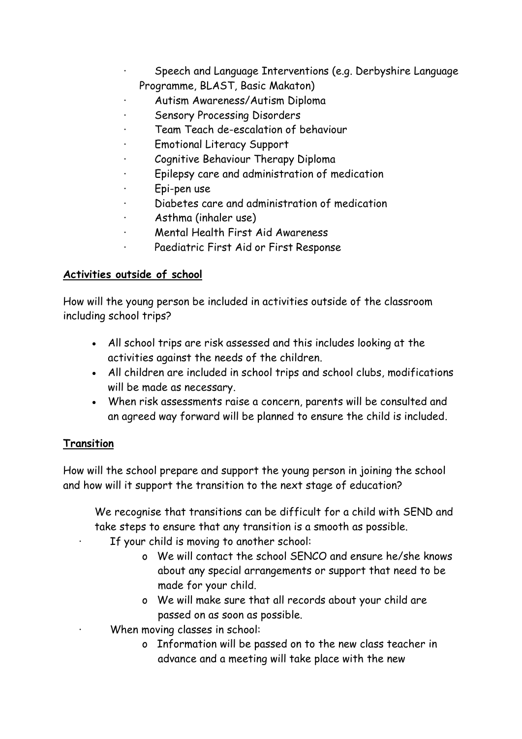- Speech and Language Interventions (e.g. Derbyshire Language Programme, BLAST, Basic Makaton)
- Autism Awareness/Autism Diploma
- Sensory Processing Disorders
- Team Teach de-escalation of behaviour
- Emotional Literacy Support
- Cognitive Behaviour Therapy Diploma
- Epilepsy care and administration of medication
- Epi-pen use
- Diabetes care and administration of medication
- Asthma (inhaler use)
- Mental Health First Aid Awareness
- Paediatric First Aid or First Response

**<u>Activities outside of school</u>**

How will the young person be included in activities outside of the classroom including school trips?

- All school trips are risk assessed and this includes looking at the activities against the needs of the children.
- All children are included in school trips and school clubs, modifications will be made as necessary.
- When risk assessments raise a concern, parents will be consulted and an agreed way forward will be planned to ensure the child is included.

**<u>Transition</u>**

How will the school prepare and support the young person in joining the school and how will it support the transition to the next stage of education?

We recognise that transitions can be difficult for a child with SEND and take steps to ensure that any transition is a smooth as possible.

- If your child is moving to another school:
  - We will contact the school SENCO and ensure he/she knows about any special arrangements or support that need to be made for your child.
  - We will make sure that all records about your child are passed on as soon as possible.
- When moving classes in school:
  - Information will be passed on to the new class teacher in advance and a meeting will take place with the new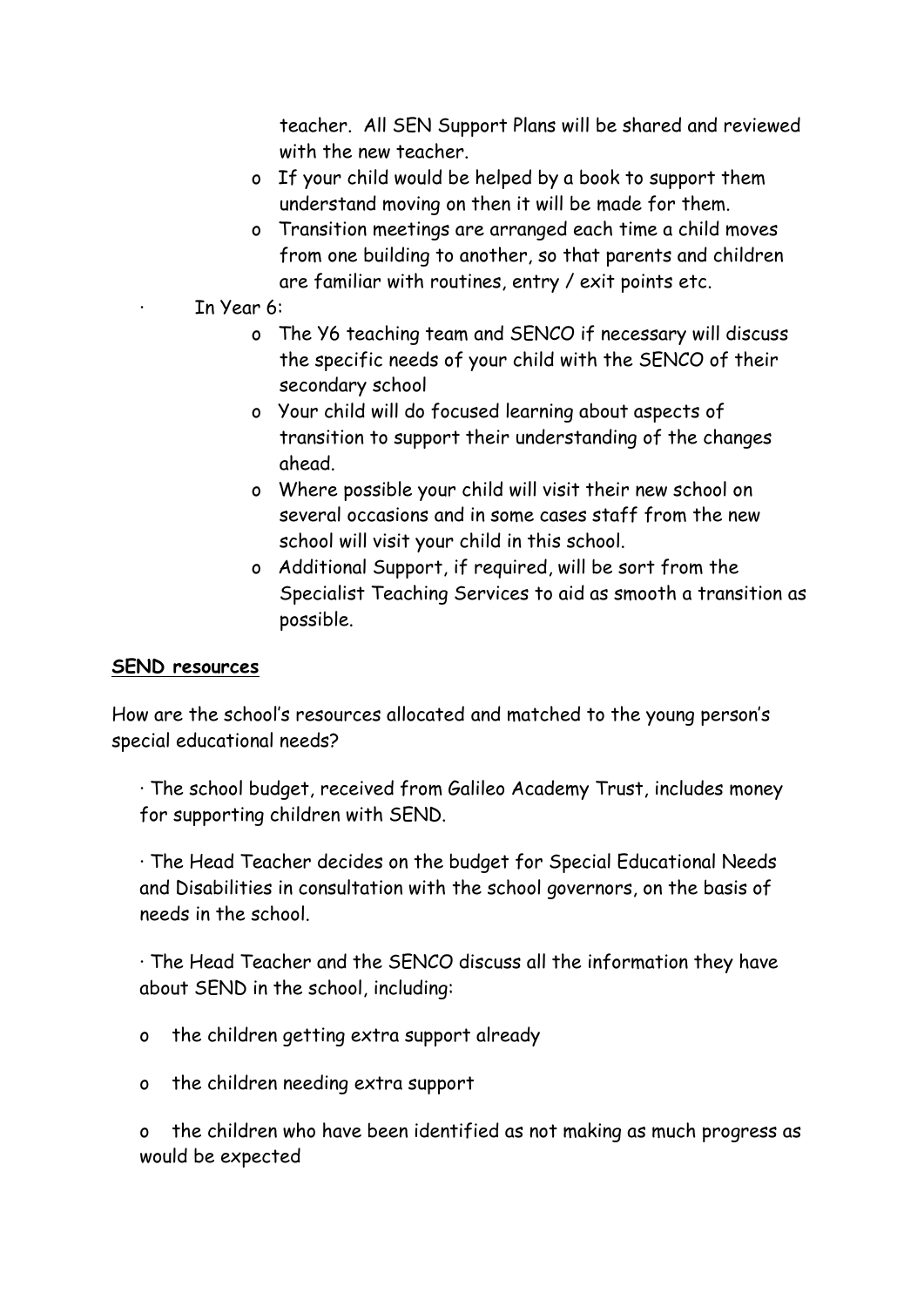teacher. All SEN Support Plans will be shared and reviewed with the new teacher.
    - If your child would be helped by a book to support them understand moving on then it will be made for them.
    - Transition meetings are arranged each time a child moves from one building to another, so that parents and children are familiar with routines, entry / exit points etc.
- In Year 6:
    - The Y6 teaching team and SENCO if necessary will discuss the specific needs of your child with the SENCO of their secondary school
    - Your child will do focused learning about aspects of transition to support their understanding of the changes ahead.
    - Where possible your child will visit their new school on several occasions and in some cases staff from the new school will visit your child in this school.
    - Additional Support, if required, will be sort from the Specialist Teaching Services to aid as smooth a transition as possible.

**SEND resources**

How are the school's resources allocated and matched to the young person's special educational needs?

- The school budget, received from Galileo Academy Trust, includes money for supporting children with SEND.
- The Head Teacher decides on the budget for Special Educational Needs and Disabilities in consultation with the school governors, on the basis of needs in the school.
- The Head Teacher and the SENCO discuss all the information they have about SEND in the school, including:
    - the children getting extra support already
    - the children needing extra support
    - the children who have been identified as not making as much progress as would be expected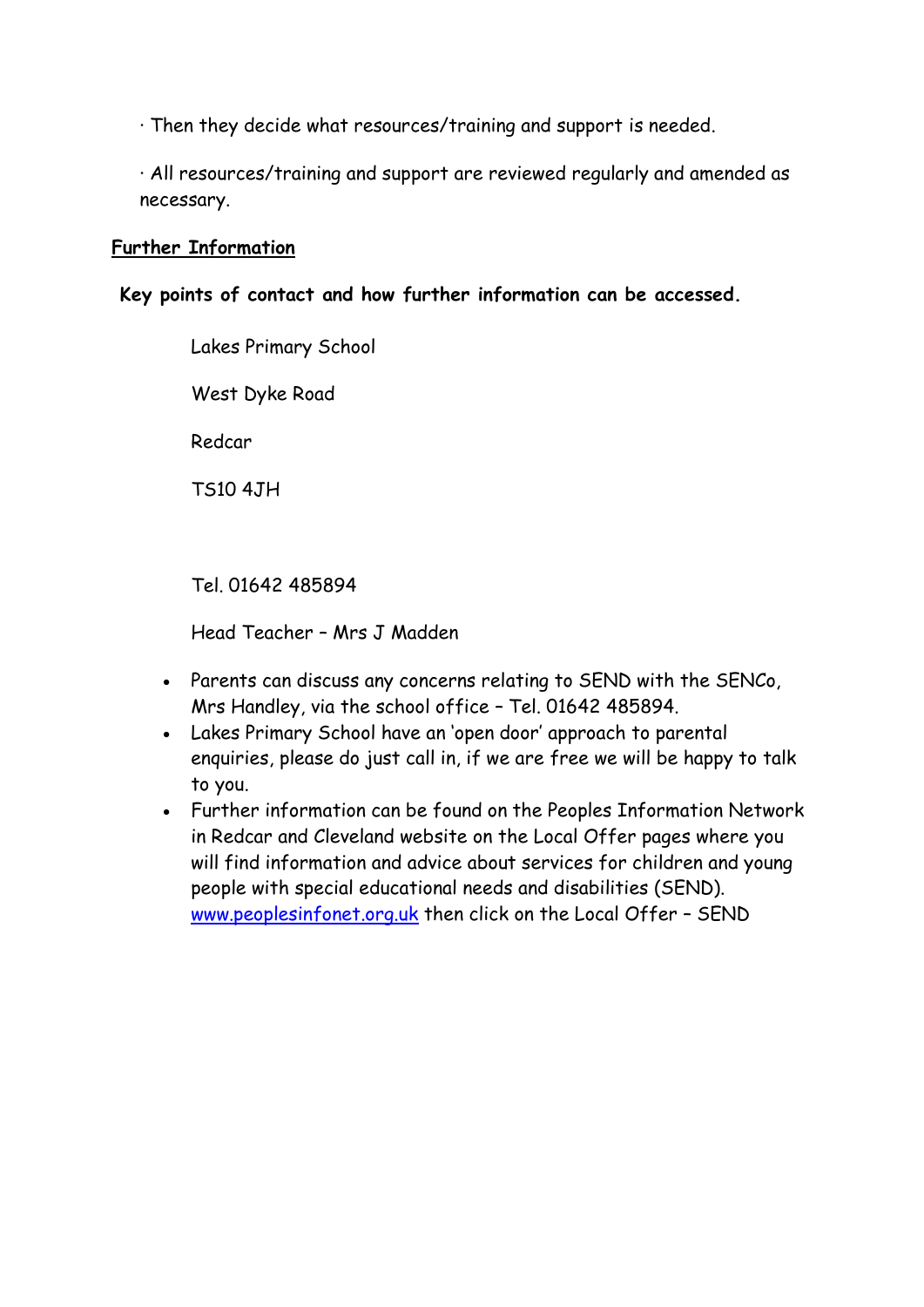· Then they decide what resources/training and support is needed.

· All resources/training and support are reviewed regularly and amended as necessary.

## Further Information

**Key points of contact and how further information can be accessed.**

Lakes Primary School

West Dyke Road

Redcar

TS10 4JH

Tel. 01642 485894

Head Teacher – Mrs J Madden

- Parents can discuss any concerns relating to SEND with the SENCo, Mrs Handley, via the school office – Tel. 01642 485894.
- Lakes Primary School have an 'open door' approach to parental enquiries, please do just call in, if we are free we will be happy to talk to you.
- Further information can be found on the Peoples Information Network in Redcar and Cleveland website on the Local Offer pages where you will find information and advice about services for children and young people with special educational needs and disabilities (SEND). [www.peoplesinfonet.org.uk](http://www.peoplesinfonet.org.uk) then click on the Local Offer – SEND